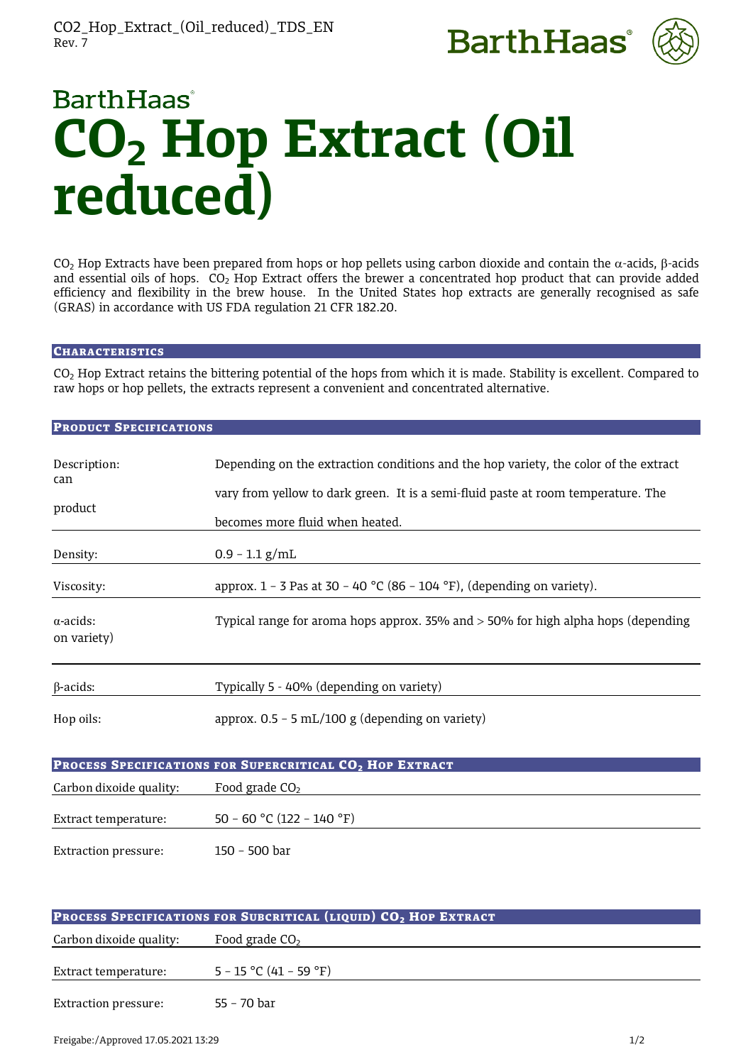BarthHaas

# $CO_2$ Hop Extract (Oil reduced)

$CO_2$ Hop Extracts have been prepared from hops or hop pellets using carbon dioxide and contain the α-acids, β-acids and essential oils of hops. $CO_2$ Hop Extract offers the brewer a concentrated hop product that can provide added efficiency and flexibility in the brew house. In the United States hop extracts are generally recognised as safe (GRAS) in accordance with US FDA regulation 21 CFR 182.20.

## Characteristics

$CO_2$ Hop Extract retains the bittering potential of the hops from which it is made. Stability is excellent. Compared to raw hops or hop pellets, the extracts represent a convenient and concentrated alternative.

## Product Specifications

| | |
|---|---|
| Description: | Depending on the extraction conditions and the hop variety, the color of the extract can vary from yellow to dark green. It is a semi-fluid paste at room temperature. The product becomes more fluid when heated. |
| Density: | 0.9 – 1.1 g/mL |
| Viscosity: | approx. 1 – 3 Pas at 30 – 40 °C (86 – 104 °F), (depending on variety). |
| α-acids: | Typical range for aroma hops approx. 35% and > 50% for high alpha hops (depending on variety) |
| β-acids: | Typically 5 - 40% (depending on variety) |
| Hop oils: | approx. 0.5 – 5 mL/100 g (depending on variety) |

## Process Specifications for Supercritical $CO_2$ Hop Extract

| | |
|---|---|
| Carbon dixoide quality: | Food grade $CO_2$ |
| Extract temperature: | 50 – 60 °C (122 – 140 °F) |
| Extraction pressure: | 150 – 500 bar |

## Process Specifications for Subcritical (liquid) $CO_2$ Hop Extract

| | |
|---|---|
| Carbon dixoide quality: | Food grade $CO_2$ |
| Extract temperature: | 5 – 15 °C (41 – 59 °F) |
| Extraction pressure: | 55 – 70 bar |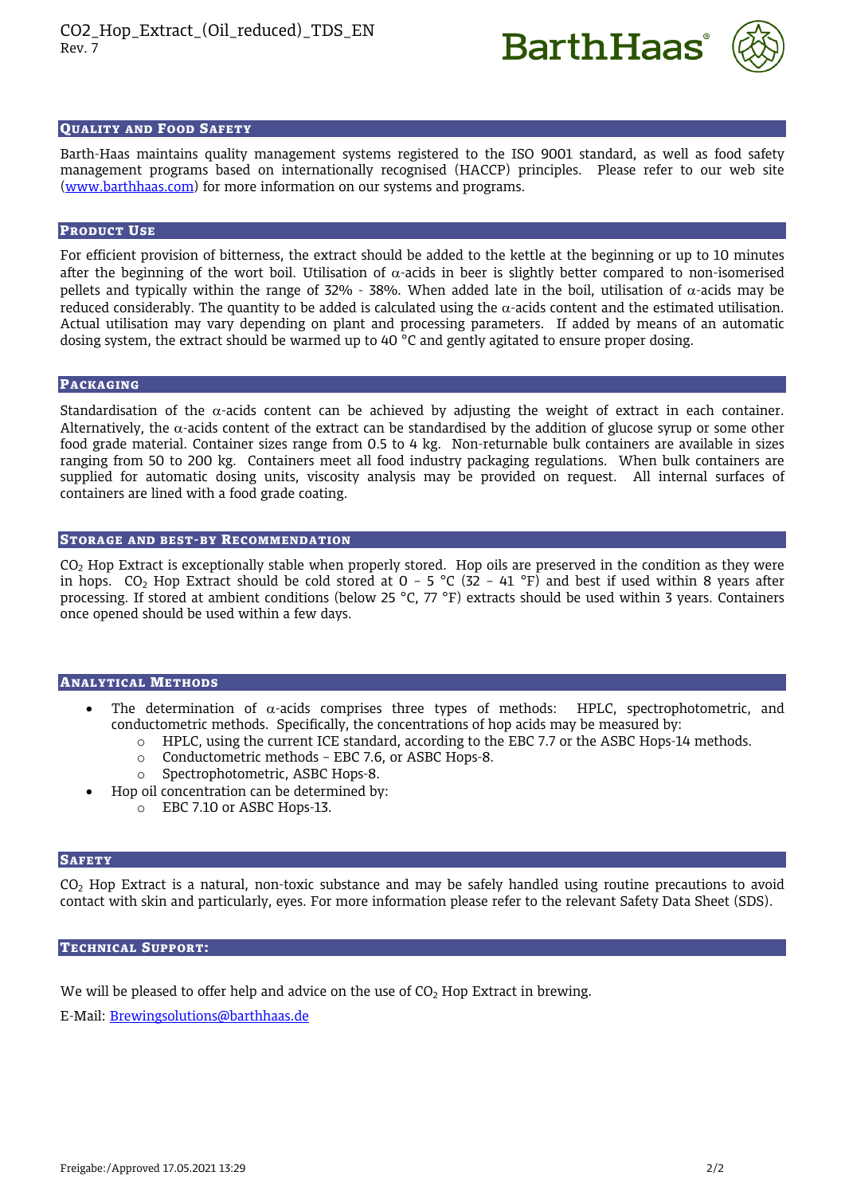## Quality and Food Safety

Barth-Haas maintains quality management systems registered to the ISO 9001 standard, as well as food safety management programs based on internationally recognised (HACCP) principles. Please refer to our web site (www.barthhaas.com) for more information on our systems and programs.

## Product Use

For efficient provision of bitterness, the extract should be added to the kettle at the beginning or up to 10 minutes after the beginning of the wort boil. Utilisation of α-acids in beer is slightly better compared to non-isomerised pellets and typically within the range of 32% - 38%. When added late in the boil, utilisation of α-acids may be reduced considerably. The quantity to be added is calculated using the α-acids content and the estimated utilisation. Actual utilisation may vary depending on plant and processing parameters. If added by means of an automatic dosing system, the extract should be warmed up to 40 °C and gently agitated to ensure proper dosing.

## Packaging

Standardisation of the α-acids content can be achieved by adjusting the weight of extract in each container. Alternatively, the α-acids content of the extract can be standardised by the addition of glucose syrup or some other food grade material. Container sizes range from 0.5 to 4 kg. Non-returnable bulk containers are available in sizes ranging from 50 to 200 kg. Containers meet all food industry packaging regulations. When bulk containers are supplied for automatic dosing units, viscosity analysis may be provided on request. All internal surfaces of containers are lined with a food grade coating.

## Storage and best-by Recommendation

$CO_2$ Hop Extract is exceptionally stable when properly stored. Hop oils are preserved in the condition as they were in hops. $CO_2$ Hop Extract should be cold stored at 0 – 5 °C (32 – 41 °F) and best if used within 8 years after processing. If stored at ambient conditions (below 25 °C, 77 °F) extracts should be used within 3 years. Containers once opened should be used within a few days.

## Analytical Methods

- The determination of α-acids comprises three types of methods: HPLC, spectrophotometric, and conductometric methods. Specifically, the concentrations of hop acids may be measured by:
  - HPLC, using the current ICE standard, according to the EBC 7.7 or the ASBC Hops-14 methods.
  - Conductometric methods – EBC 7.6, or ASBC Hops-8.
  - Spectrophotometric, ASBC Hops-8.
- Hop oil concentration can be determined by:
  - EBC 7.10 or ASBC Hops-13.

## Safety

$CO_2$ Hop Extract is a natural, non-toxic substance and may be safely handled using routine precautions to avoid contact with skin and particularly, eyes. For more information please refer to the relevant Safety Data Sheet (SDS).

## Technical Support:

We will be pleased to offer help and advice on the use of $CO_2$ Hop Extract in brewing.

E-Mail: Brewingsolutions@barthhaas.de

Freigabe:/Approved 17.05.2021 13:29